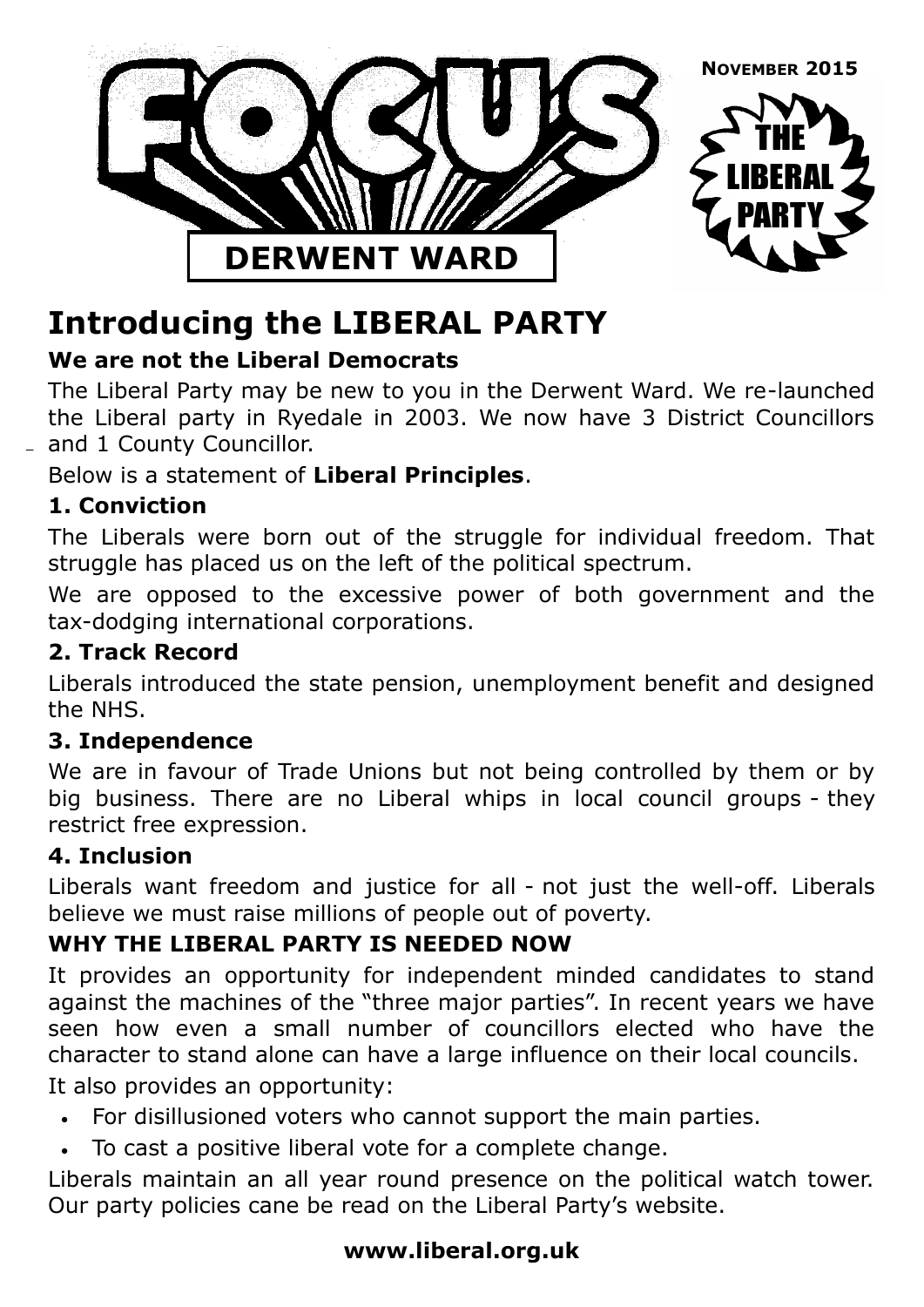# FOCUS

**NOVEMBER 2015**

**THE LIBERAL PARTY**

**DERWENT WARD**

## Introducing the LIBERAL PARTY

### We are not the Liberal Democrats

The Liberal Party may be new to you in the Derwent Ward. We re-launched the Liberal party in Ryedale in 2003. We now have 3 District Councillors and 1 County Councillor.

Below is a statement of **Liberal Principles**.

### 1. Conviction

The Liberals were born out of the struggle for individual freedom. That struggle has placed us on the left of the political spectrum.

We are opposed to the excessive power of both government and the tax-dodging international corporations.

### 2. Track Record

Liberals introduced the state pension, unemployment benefit and designed the NHS.

### 3. Independence

We are in favour of Trade Unions but not being controlled by them or by big business. There are no Liberal whips in local council groups - they restrict free expression.

### 4. Inclusion

Liberals want freedom and justice for all - not just the well-off. Liberals believe we must raise millions of people out of poverty.

### WHY THE LIBERAL PARTY IS NEEDED NOW

It provides an opportunity for independent minded candidates to stand against the machines of the "three major parties". In recent years we have seen how even a small number of councillors elected who have the character to stand alone can have a large influence on their local councils.

It also provides an opportunity:

- For disillusioned voters who cannot support the main parties.
- To cast a positive liberal vote for a complete change.

Liberals maintain an all year round presence on the political watch tower. Our party policies cane be read on the Liberal Party's website.

**www.liberal.org.uk**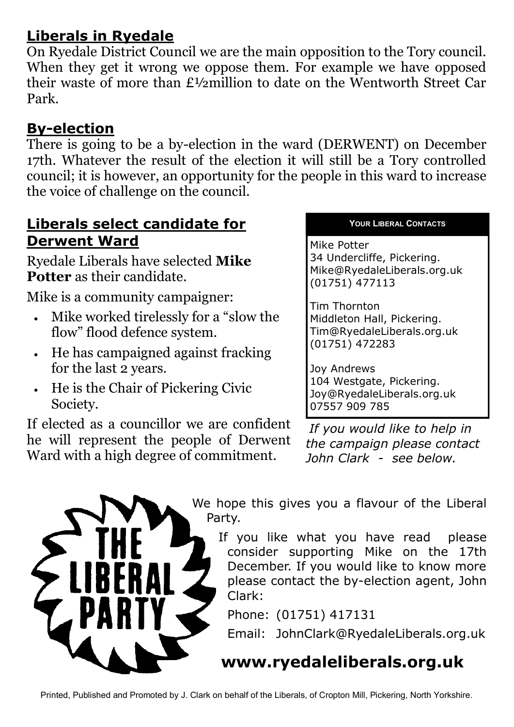## Liberals in Ryedale

On Ryedale District Council we are the main opposition to the Tory council. When they get it wrong we oppose them. For example we have opposed their waste of more than £½million to date on the Wentworth Street Car Park.

## By-election

There is going to be a by-election in the ward (DERWENT) on December 17th. Whatever the result of the election it will still be a Tory controlled council; it is however, an opportunity for the people in this ward to increase the voice of challenge on the council.

## Liberals select candidate for Derwent Ward

Ryedale Liberals have selected **Mike Potter** as their candidate.

Mike is a community campaigner:

- Mike worked tirelessly for a "slow the flow" flood defence system.
- He has campaigned against fracking for the last 2 years.
- He is the Chair of Pickering Civic Society.

If elected as a councillor we are confident he will represent the people of Derwent Ward with a high degree of commitment.

**YOUR LIBERAL CONTACTS**

Mike Potter
34 Undercliffe, Pickering.
Mike@RyedaleLiberals.org.uk
(01751) 477113

Tim Thornton
Middleton Hall, Pickering.
Tim@RyedaleLiberals.org.uk
(01751) 472283

Joy Andrews
104 Westgate, Pickering.
Joy@RyedaleLiberals.org.uk
07557 909 785

*If you would like to help in the campaign please contact John Clark - see below.*

THE LIBERAL PARTY

We hope this gives you a flavour of the Liberal Party.

If you like what you have read please consider supporting Mike on the 17th December. If you would like to know more please contact the by-election agent, John Clark:

Phone: (01751) 417131

Email: JohnClark@RyedaleLiberals.org.uk

## www.ryedaleliberals.org.uk

Printed, Published and Promoted by J. Clark on behalf of the Liberals, of Cropton Mill, Pickering, North Yorkshire.